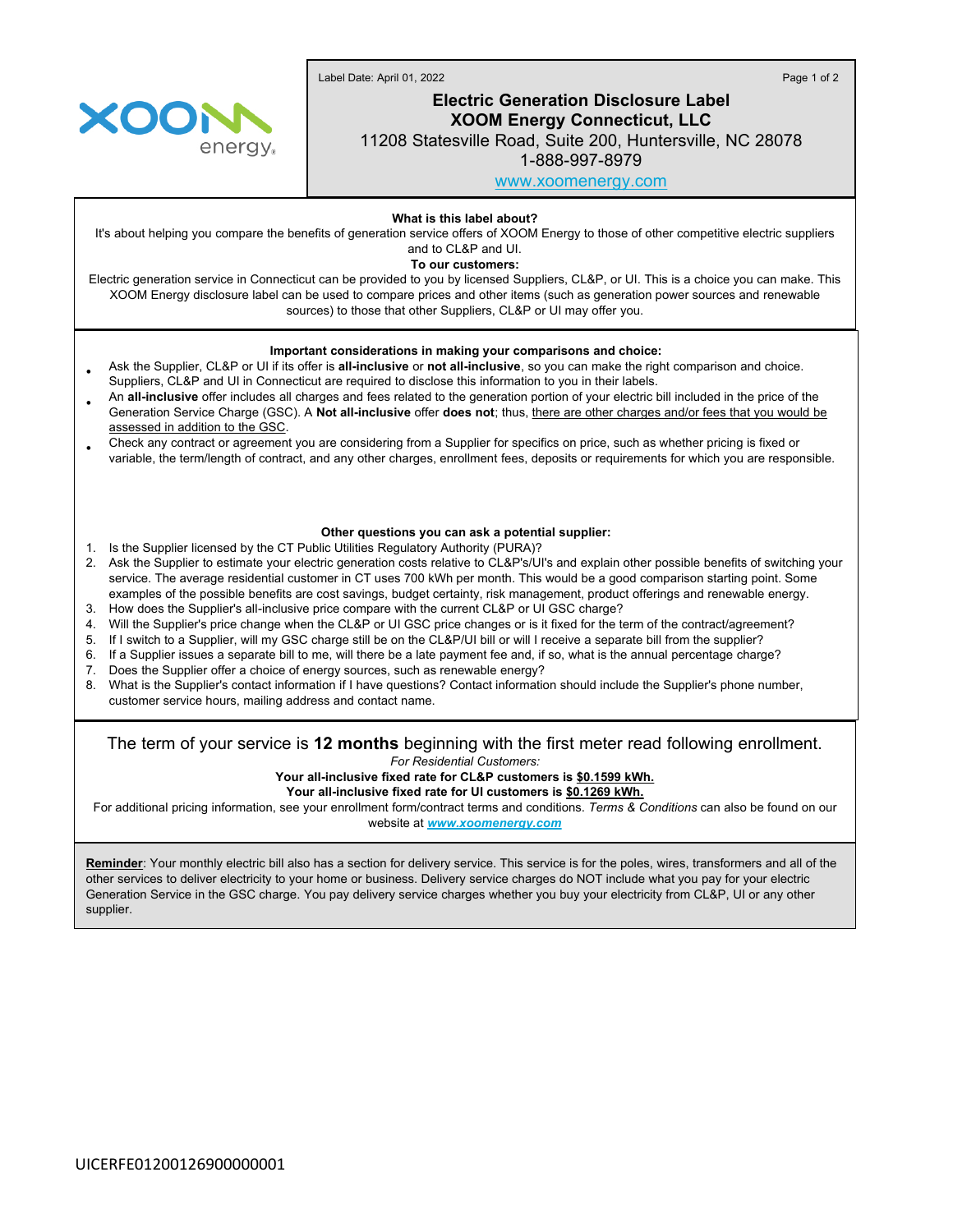Label Date: April 01, 2022

# Electric Generation Disclosure Label

## XOOM Energy Connecticut, LLC

11208 Statesville Road, Suite 200, Huntersville, NC 28078

1-888-997-8979

www.xoomenergy.com

**What is this label about?**

It's about helping you compare the benefits of generation service offers of XOOM Energy to those of other competitive electric suppliers and to CL&P and UI.

**To our customers:**

Electric generation service in Connecticut can be provided to you by licensed Suppliers, CL&P, or UI. This is a choice you can make. This XOOM Energy disclosure label can be used to compare prices and other items (such as generation power sources and renewable sources) to those that other Suppliers, CL&P or UI may offer you.

**Important considerations in making your comparisons and choice:**

- Ask the Supplier, CL&P or UI if its offer is **all-inclusive** or **not all-inclusive**, so you can make the right comparison and choice. Suppliers, CL&P and UI in Connecticut are required to disclose this information to you in their labels.
- An **all-inclusive** offer includes all charges and fees related to the generation portion of your electric bill included in the price of the Generation Service Charge (GSC). A **Not all-inclusive** offer **does not**; thus, there are other charges and/or fees that you would be assessed in addition to the GSC.
- Check any contract or agreement you are considering from a Supplier for specifics on price, such as whether pricing is fixed or variable, the term/length of contract, and any other charges, enrollment fees, deposits or requirements for which you are responsible.

**Other questions you can ask a potential supplier:**

1. Is the Supplier licensed by the CT Public Utilities Regulatory Authority (PURA)?
2. Ask the Supplier to estimate your electric generation costs relative to CL&P's/UI's and explain other possible benefits of switching your service. The average residential customer in CT uses 700 kWh per month. This would be a good comparison starting point. Some examples of the possible benefits are cost savings, budget certainty, risk management, product offerings and renewable energy.
3. How does the Supplier's all-inclusive price compare with the current CL&P or UI GSC charge?
4. Will the Supplier's price change when the CL&P or UI GSC price changes or is it fixed for the term of the contract/agreement?
5. If I switch to a Supplier, will my GSC charge still be on the CL&P/UI bill or will I receive a separate bill from the supplier?
6. If a Supplier issues a separate bill to me, will there be a late payment fee and, if so, what is the annual percentage charge?
7. Does the Supplier offer a choice of energy sources, such as renewable energy?
8. What is the Supplier's contact information if I have questions? Contact information should include the Supplier's phone number, customer service hours, mailing address and contact name.

The term of your service is **12 months** beginning with the first meter read following enrollment.

*For Residential Customers:*

**Your all-inclusive fixed rate for CL&P customers is $0.1599 kWh.**

**Your all-inclusive fixed rate for UI customers is $0.1269 kWh.**

For additional pricing information, see your enrollment form/contract terms and conditions. *Terms & Conditions* can also be found on our website at ***www.xoomenergy.com***

**Reminder**: Your monthly electric bill also has a section for delivery service. This service is for the poles, wires, transformers and all of the other services to deliver electricity to your home or business. Delivery service charges do NOT include what you pay for your electric Generation Service in the GSC charge. You pay delivery service charges whether you buy your electricity from CL&P, UI or any other supplier.

UICERFE01200126900000001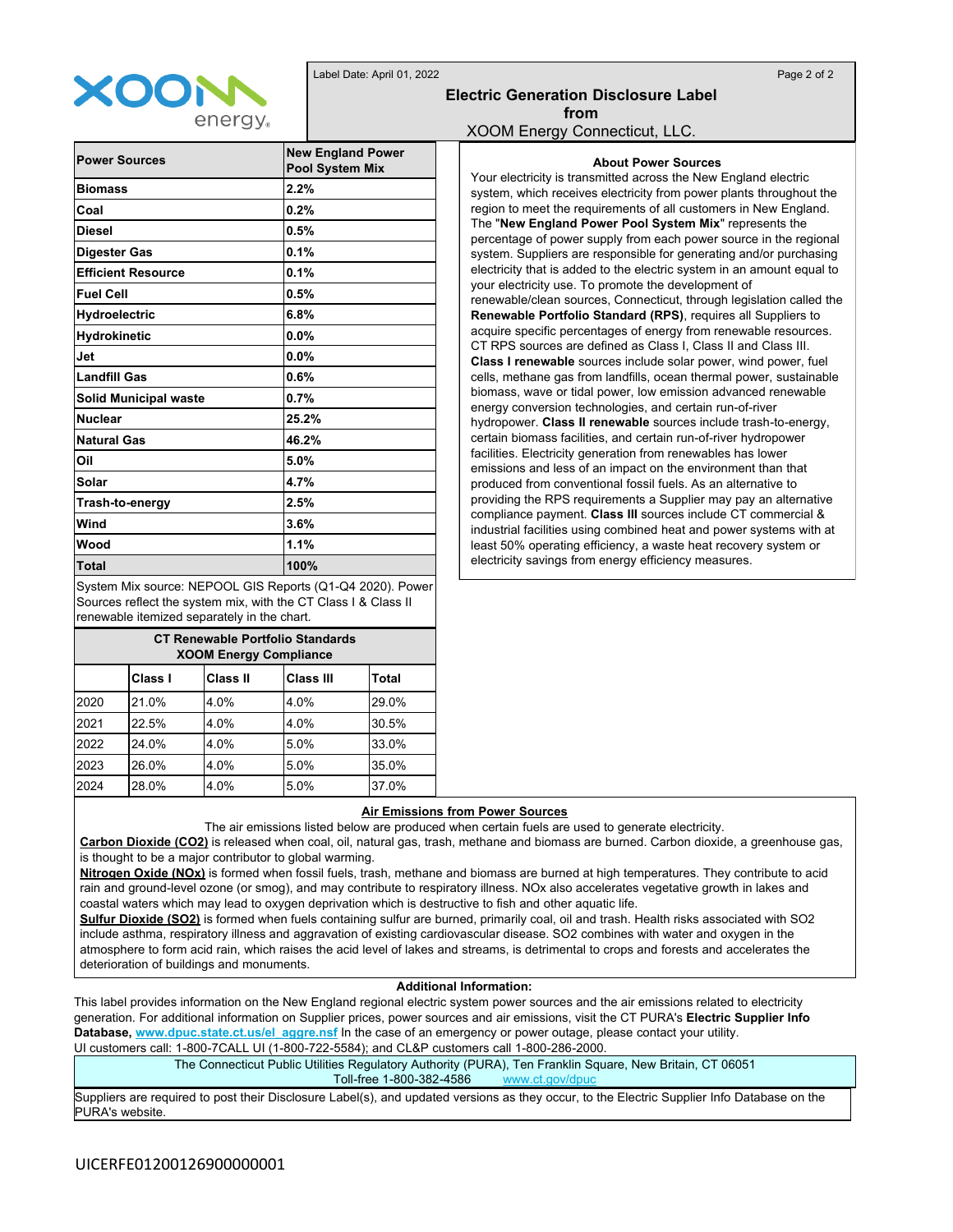Label Date: April 01, 2022

## Electric Generation Disclosure Label from XOOM Energy Connecticut, LLC.

| Power Sources | New England Power Pool System Mix |
|---|---|
| Biomass | 2.2% |
| Coal | 0.2% |
| Diesel | 0.5% |
| Digester Gas | 0.1% |
| Efficient Resource | 0.1% |
| Fuel Cell | 0.5% |
| Hydroelectric | 6.8% |
| Hydrokinetic | 0.0% |
| Jet | 0.0% |
| Landfill Gas | 0.6% |
| Solid Municipal waste | 0.7% |
| Nuclear | 25.2% |
| Natural Gas | 46.2% |
| Oil | 5.0% |
| Solar | 4.7% |
| Trash-to-energy | 2.5% |
| Wind | 3.6% |
| Wood | 1.1% |
| **Total** | **100%** |

System Mix source: NEPOOL GIS Reports (Q1-Q4 2020). Power Sources reflect the system mix, with the CT Class I & Class II renewable itemized separately in the chart.

**CT Renewable Portfolio Standards XOOM Energy Compliance**

| | Class I | Class II | Class III | Total |
|---|---|---|---|---|
| 2020 | 21.0% | 4.0% | 4.0% | 29.0% |
| 2021 | 22.5% | 4.0% | 4.0% | 30.5% |
| 2022 | 24.0% | 4.0% | 5.0% | 33.0% |
| 2023 | 26.0% | 4.0% | 5.0% | 35.0% |
| 2024 | 28.0% | 4.0% | 5.0% | 37.0% |

### About Power Sources

Your electricity is transmitted across the New England electric system, which receives electricity from power plants throughout the region to meet the requirements of all customers in New England. The "**New England Power Pool System Mix**" represents the percentage of power supply from each power source in the regional system. Suppliers are responsible for generating and/or purchasing electricity that is added to the electric system in an amount equal to your electricity use. To promote the development of renewable/clean sources, Connecticut, through legislation called the **Renewable Portfolio Standard (RPS)**, requires all Suppliers to acquire specific percentages of energy from renewable resources. CT RPS sources are defined as Class I, Class II and Class III. **Class I renewable** sources include solar power, wind power, fuel cells, methane gas from landfills, ocean thermal power, sustainable biomass, wave or tidal power, low emission advanced renewable energy conversion technologies, and certain run-of-river hydropower. **Class II renewable** sources include trash-to-energy, certain biomass facilities, and certain run-of-river hydropower facilities. Electricity generation from renewables has lower emissions and less of an impact on the environment than that produced from conventional fossil fuels. As an alternative to providing the RPS requirements a Supplier may pay an alternative compliance payment. **Class III** sources include CT commercial & industrial facilities using combined heat and power systems with at least 50% operating efficiency, a waste heat recovery system or electricity savings from energy efficiency measures.

### Air Emissions from Power Sources

The air emissions listed below are produced when certain fuels are used to generate electricity.

**Carbon Dioxide ($CO_2$)** is released when coal, oil, natural gas, trash, methane and biomass are burned. Carbon dioxide, a greenhouse gas, is thought to be a major contributor to global warming.

**Nitrogen Oxide ($NO_x$)** is formed when fossil fuels, trash, methane and biomass are burned at high temperatures. They contribute to acid rain and ground-level ozone (or smog), and may contribute to respiratory illness. NOx also accelerates vegetative growth in lakes and coastal waters which may lead to oxygen deprivation which is destructive to fish and other aquatic life.

**Sulfur Dioxide ($SO_2$)** is formed when fuels containing sulfur are burned, primarily coal, oil and trash. Health risks associated with SO2 include asthma, respiratory illness and aggravation of existing cardiovascular disease. SO2 combines with water and oxygen in the atmosphere to form acid rain, which raises the acid level of lakes and streams, is detrimental to crops and forests and accelerates the deterioration of buildings and monuments.

### Additional Information:

This label provides information on the New England regional electric system power sources and the air emissions related to electricity generation. For additional information on Supplier prices, power sources and air emissions, visit the CT PURA's **Electric Supplier Info Database, www.dpuc.state.ct.us/el_aggre.nsf** In the case of an emergency or power outage, please contact your utility.
UI customers call: 1-800-7CALL UI (1-800-722-5584); and CL&P customers call 1-800-286-2000.

The Connecticut Public Utilities Regulatory Authority (PURA), Ten Franklin Square, New Britain, CT 06051
Toll-free 1-800-382-4586 www.ct.gov/dpuc

Suppliers are required to post their Disclosure Label(s), and updated versions as they occur, to the Electric Supplier Info Database on the PURA's website.

UICERFE01200126900000001